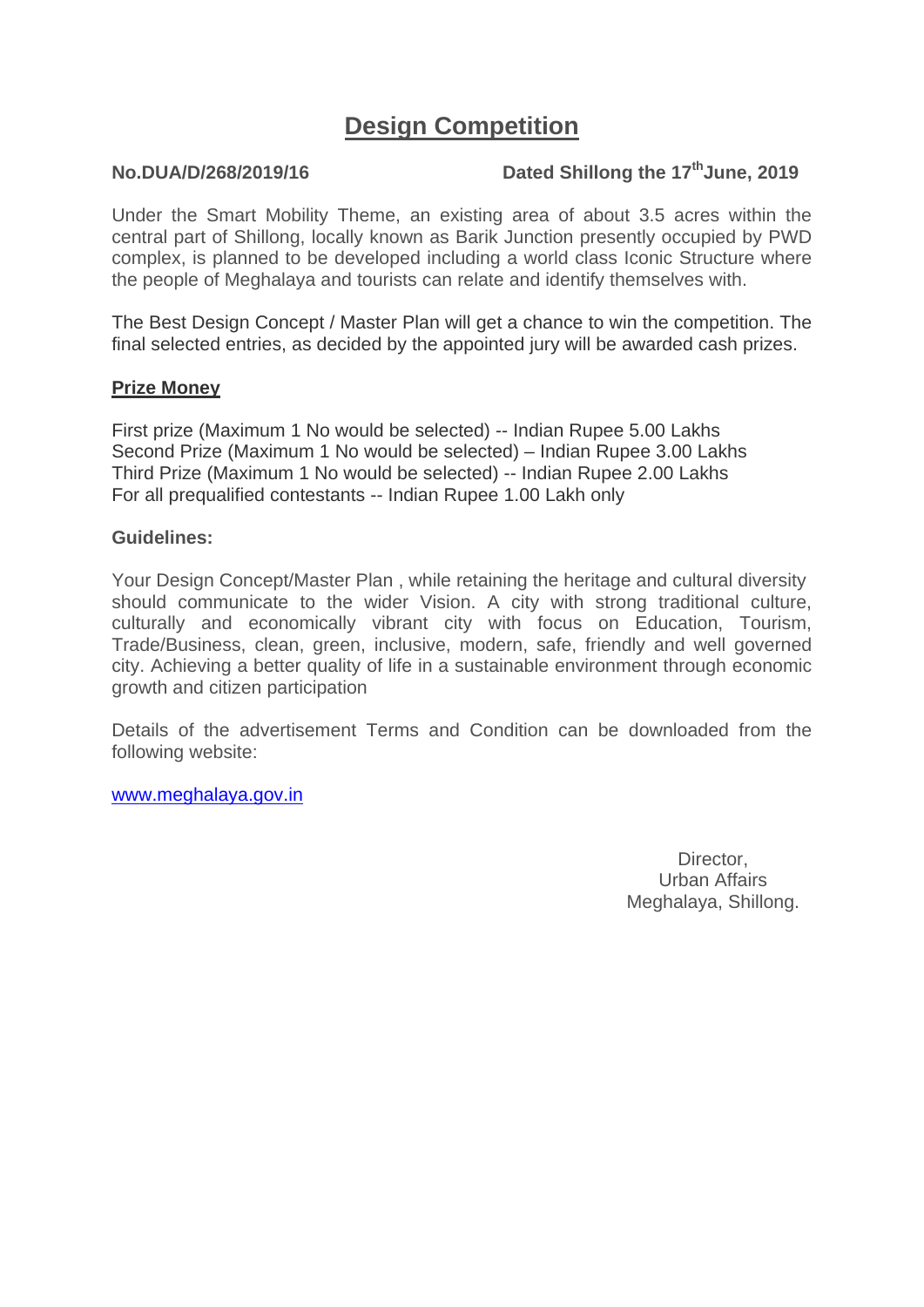# Design Competition

**No.DUA/D/268/2019/16** **Dated Shillong the 17th June, 2019**

Under the Smart Mobility Theme, an existing area of about 3.5 acres within the central part of Shillong, locally known as Barik Junction presently occupied by PWD complex, is planned to be developed including a world class Iconic Structure where the people of Meghalaya and tourists can relate and identify themselves with.

The Best Design Concept / Master Plan will get a chance to win the competition. The final selected entries, as decided by the appointed jury will be awarded cash prizes.

## Prize Money

First prize (Maximum 1 No would be selected) -- Indian Rupee 5.00 Lakhs
Second Prize (Maximum 1 No would be selected) – Indian Rupee 3.00 Lakhs
Third Prize (Maximum 1 No would be selected) -- Indian Rupee 2.00 Lakhs
For all prequalified contestants -- Indian Rupee 1.00 Lakh only

**Guidelines:**

Your Design Concept/Master Plan , while retaining the heritage and cultural diversity should communicate to the wider Vision. A city with strong traditional culture, culturally and economically vibrant city with focus on Education, Tourism, Trade/Business, clean, green, inclusive, modern, safe, friendly and well governed city. Achieving a better quality of life in a sustainable environment through economic growth and citizen participation

Details of the advertisement Terms and Condition can be downloaded from the following website:

www.meghalaya.gov.in

Director,
Urban Affairs
Meghalaya, Shillong.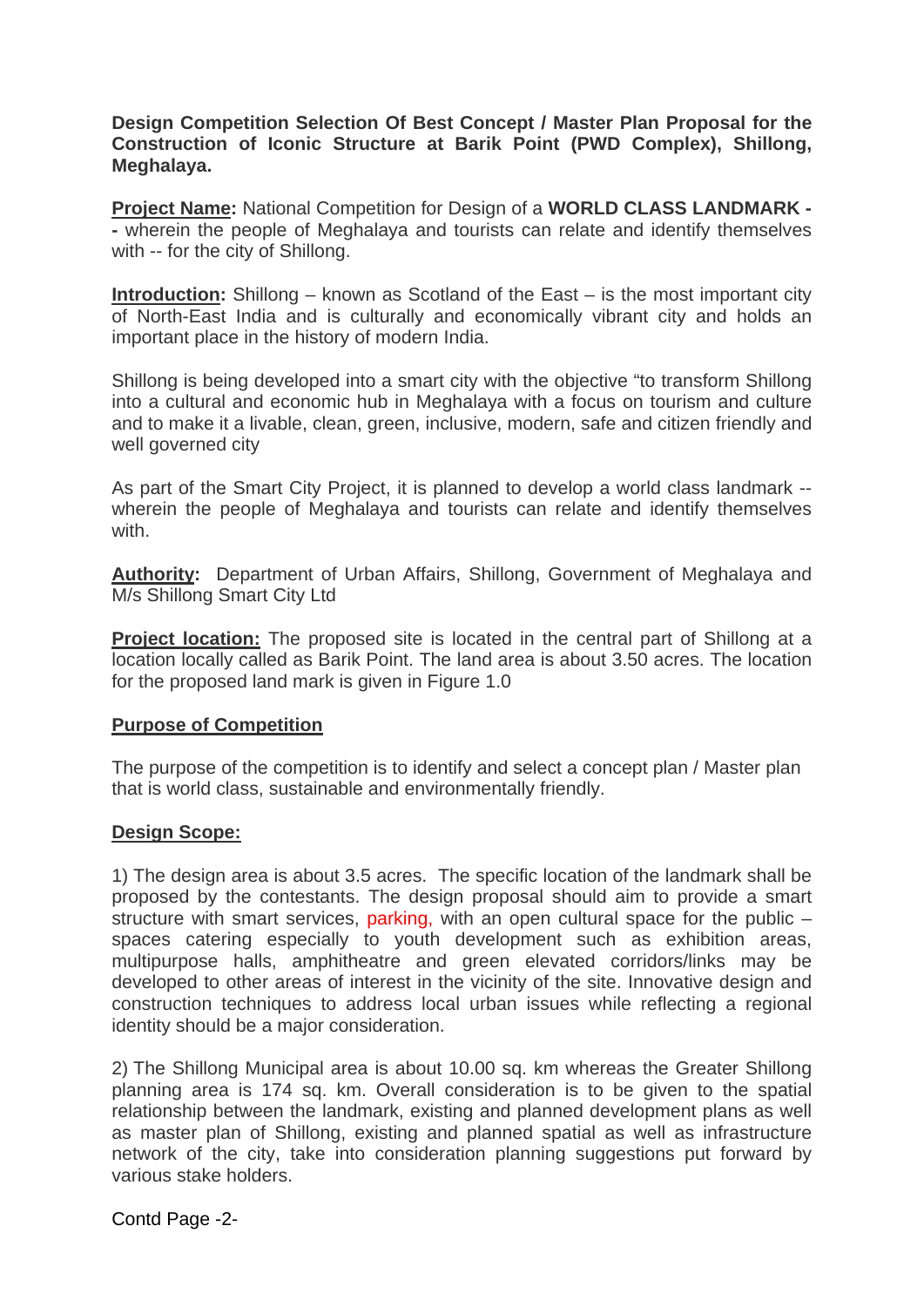**Design Competition Selection Of Best Concept / Master Plan Proposal for the Construction of Iconic Structure at Barik Point (PWD Complex), Shillong, Meghalaya.**

**Project Name:** National Competition for Design of a **WORLD CLASS LANDMARK -** **-** wherein the people of Meghalaya and tourists can relate and identify themselves with -- for the city of Shillong.

**Introduction:** Shillong – known as Scotland of the East – is the most important city of North-East India and is culturally and economically vibrant city and holds an important place in the history of modern India.

Shillong is being developed into a smart city with the objective "to transform Shillong into a cultural and economic hub in Meghalaya with a focus on tourism and culture and to make it a livable, clean, green, inclusive, modern, safe and citizen friendly and well governed city

As part of the Smart City Project, it is planned to develop a world class landmark -- wherein the people of Meghalaya and tourists can relate and identify themselves with.

**Authority:** Department of Urban Affairs, Shillong, Government of Meghalaya and M/s Shillong Smart City Ltd

**Project location:** The proposed site is located in the central part of Shillong at a location locally called as Barik Point. The land area is about 3.50 acres. The location for the proposed land mark is given in Figure 1.0

**Purpose of Competition**

The purpose of the competition is to identify and select a concept plan / Master plan that is world class, sustainable and environmentally friendly.

**Design Scope:**

1) The design area is about 3.5 acres. The specific location of the landmark shall be proposed by the contestants. The design proposal should aim to provide a smart structure with smart services, parking, with an open cultural space for the public – spaces catering especially to youth development such as exhibition areas, multipurpose halls, amphitheatre and green elevated corridors/links may be developed to other areas of interest in the vicinity of the site. Innovative design and construction techniques to address local urban issues while reflecting a regional identity should be a major consideration.

2) The Shillong Municipal area is about 10.00 sq. km whereas the Greater Shillong planning area is 174 sq. km. Overall consideration is to be given to the spatial relationship between the landmark, existing and planned development plans as well as master plan of Shillong, existing and planned spatial as well as infrastructure network of the city, take into consideration planning suggestions put forward by various stake holders.

Contd Page -2-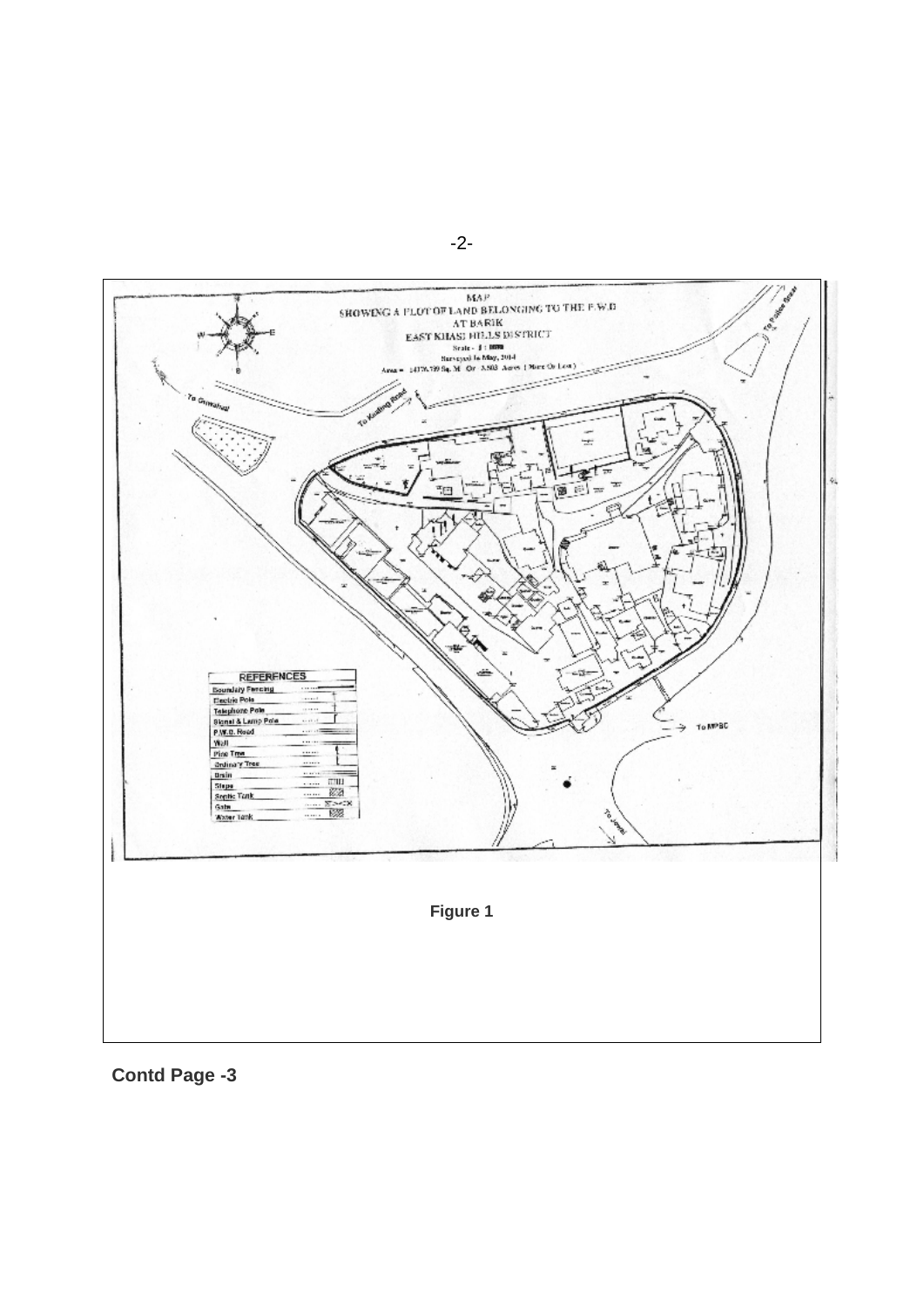**Figure 1**

**Contd Page -3**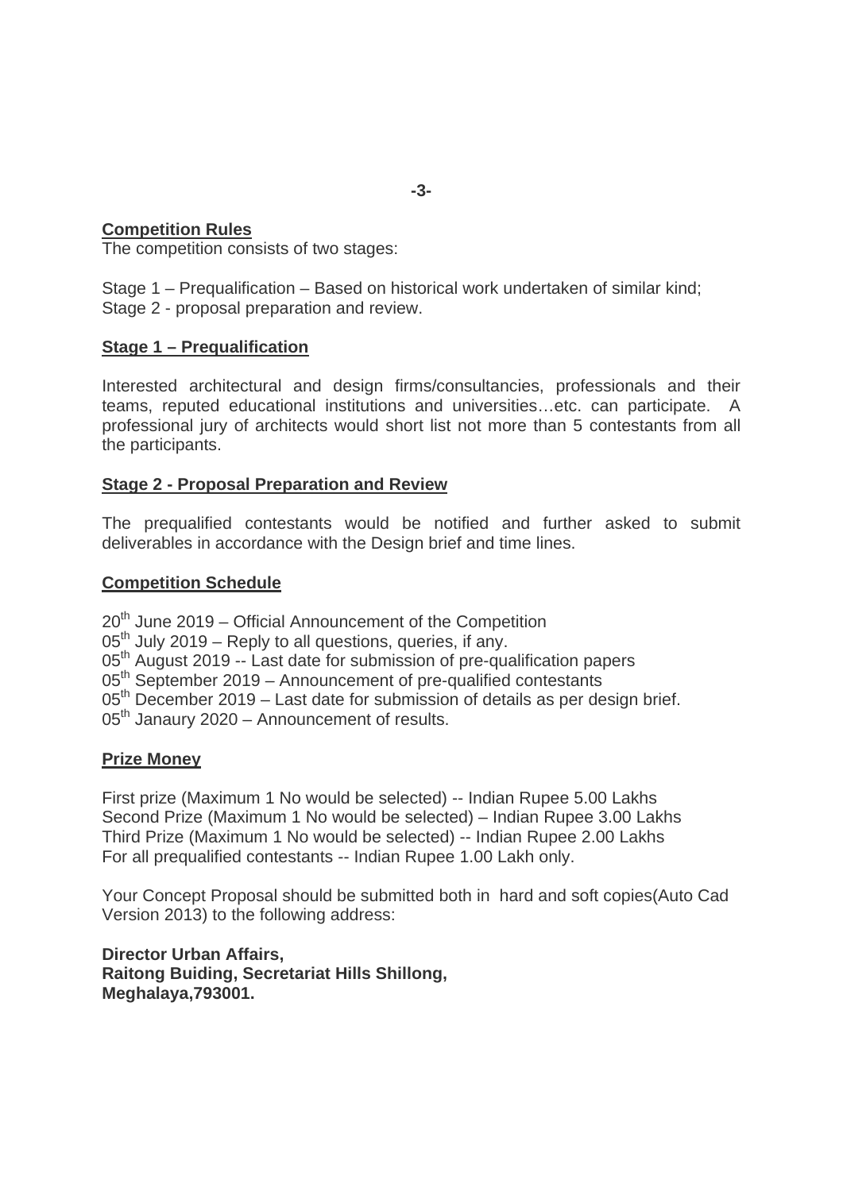**Competition Rules**

The competition consists of two stages:

Stage 1 – Prequalification – Based on historical work undertaken of similar kind;
Stage 2 - proposal preparation and review.

**Stage 1 – Prequalification**

Interested architectural and design firms/consultancies, professionals and their teams, reputed educational institutions and universities…etc. can participate. A professional jury of architects would short list not more than 5 contestants from all the participants.

**Stage 2 - Proposal Preparation and Review**

The prequalified contestants would be notified and further asked to submit deliverables in accordance with the Design brief and time lines.

**Competition Schedule**

20th June 2019 – Official Announcement of the Competition
05th July 2019 – Reply to all questions, queries, if any.
05th August 2019 -- Last date for submission of pre-qualification papers
05th September 2019 – Announcement of pre-qualified contestants
05th December 2019 – Last date for submission of details as per design brief.
05th Janaury 2020 – Announcement of results.

**Prize Money**

First prize (Maximum 1 No would be selected) -- Indian Rupee 5.00 Lakhs
Second Prize (Maximum 1 No would be selected) – Indian Rupee 3.00 Lakhs
Third Prize (Maximum 1 No would be selected) -- Indian Rupee 2.00 Lakhs
For all prequalified contestants -- Indian Rupee 1.00 Lakh only.

Your Concept Proposal should be submitted both in hard and soft copies(Auto Cad Version 2013) to the following address:

**Director Urban Affairs,**
**Raitong Buiding, Secretariat Hills Shillong,**
**Meghalaya,793001.**